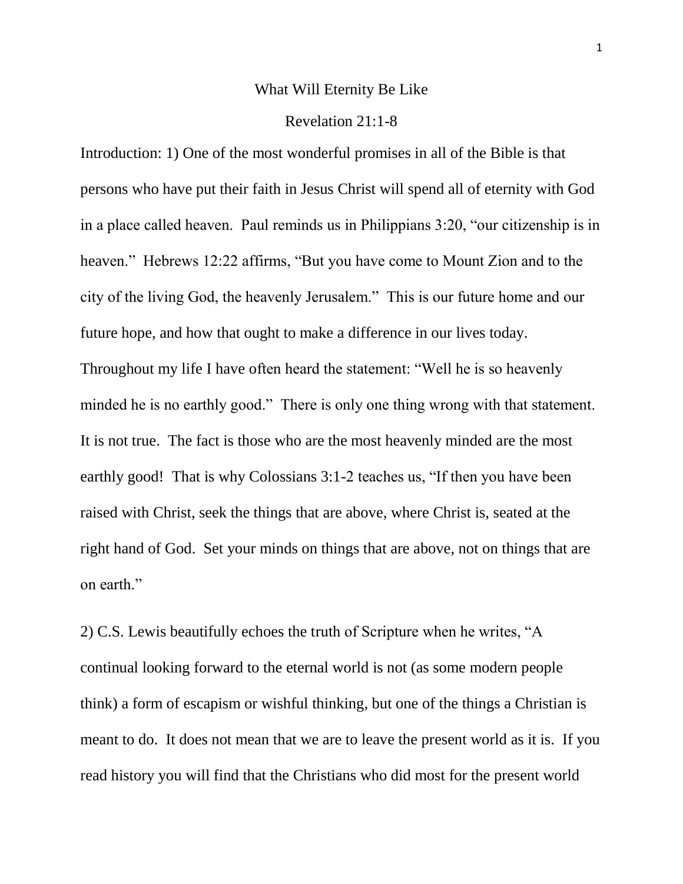# What Will Eternity Be Like

## Revelation 21:1-8

Introduction: 1) One of the most wonderful promises in all of the Bible is that persons who have put their faith in Jesus Christ will spend all of eternity with God in a place called heaven. Paul reminds us in Philippians 3:20, "our citizenship is in heaven." Hebrews 12:22 affirms, "But you have come to Mount Zion and to the city of the living God, the heavenly Jerusalem." This is our future home and our future hope, and how that ought to make a difference in our lives today. Throughout my life I have often heard the statement: "Well he is so heavenly minded he is no earthly good." There is only one thing wrong with that statement. It is not true. The fact is those who are the most heavenly minded are the most earthly good! That is why Colossians 3:1-2 teaches us, "If then you have been raised with Christ, seek the things that are above, where Christ is, seated at the right hand of God. Set your minds on things that are above, not on things that are on earth."

2) C.S. Lewis beautifully echoes the truth of Scripture when he writes, "A continual looking forward to the eternal world is not (as some modern people think) a form of escapism or wishful thinking, but one of the things a Christian is meant to do. It does not mean that we are to leave the present world as it is. If you read history you will find that the Christians who did most for the present world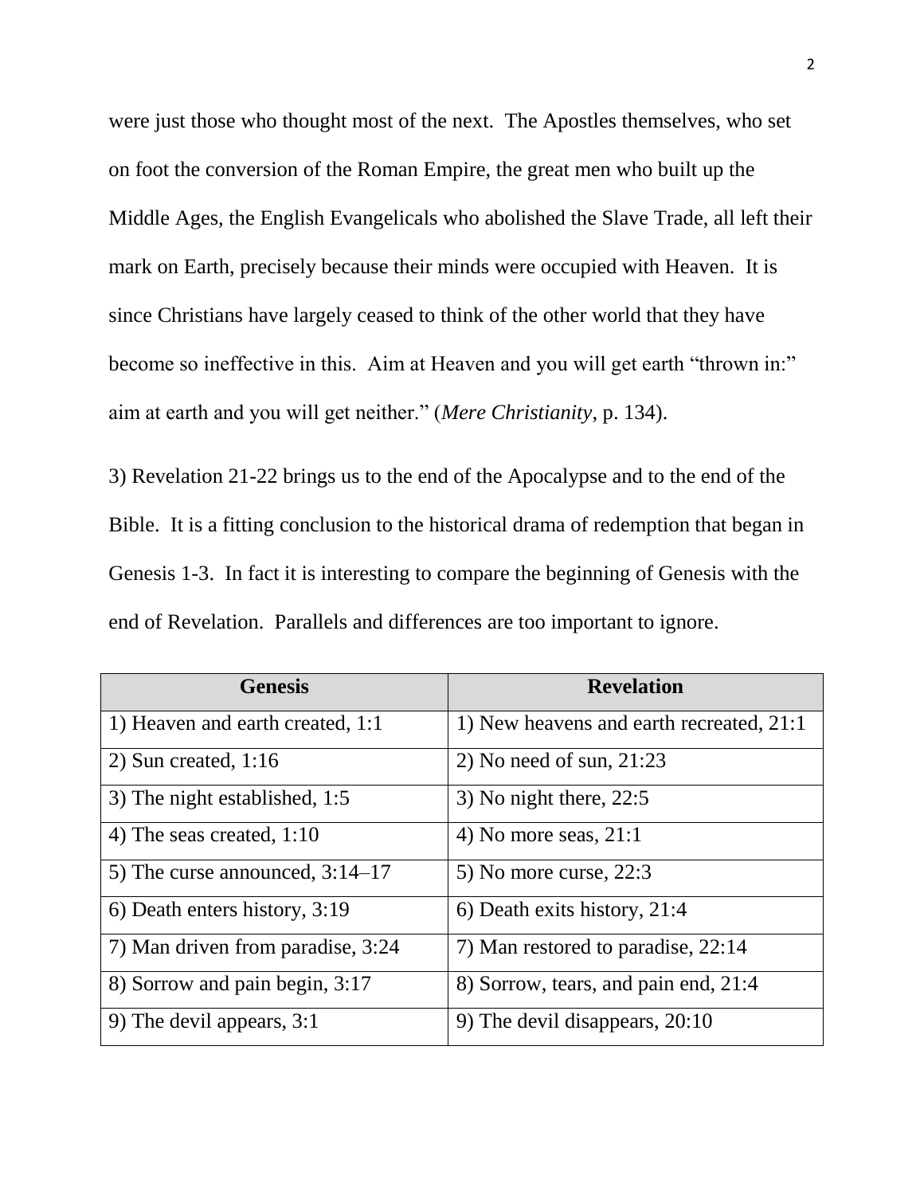were just those who thought most of the next. The Apostles themselves, who set on foot the conversion of the Roman Empire, the great men who built up the Middle Ages, the English Evangelicals who abolished the Slave Trade, all left their mark on Earth, precisely because their minds were occupied with Heaven. It is since Christians have largely ceased to think of the other world that they have become so ineffective in this. Aim at Heaven and you will get earth "thrown in:" aim at earth and you will get neither." (*Mere Christianity*, p. 134).

3) Revelation 21-22 brings us to the end of the Apocalypse and to the end of the Bible. It is a fitting conclusion to the historical drama of redemption that began in Genesis 1-3. In fact it is interesting to compare the beginning of Genesis with the end of Revelation. Parallels and differences are too important to ignore.

| Genesis | Revelation |
|---|---|
| 1) Heaven and earth created, 1:1 | 1) New heavens and earth recreated, 21:1 |
| 2) Sun created, 1:16 | 2) No need of sun, 21:23 |
| 3) The night established, 1:5 | 3) No night there, 22:5 |
| 4) The seas created, 1:10 | 4) No more seas, 21:1 |
| 5) The curse announced, 3:14–17 | 5) No more curse, 22:3 |
| 6) Death enters history, 3:19 | 6) Death exits history, 21:4 |
| 7) Man driven from paradise, 3:24 | 7) Man restored to paradise, 22:14 |
| 8) Sorrow and pain begin, 3:17 | 8) Sorrow, tears, and pain end, 21:4 |
| 9) The devil appears, 3:1 | 9) The devil disappears, 20:10 |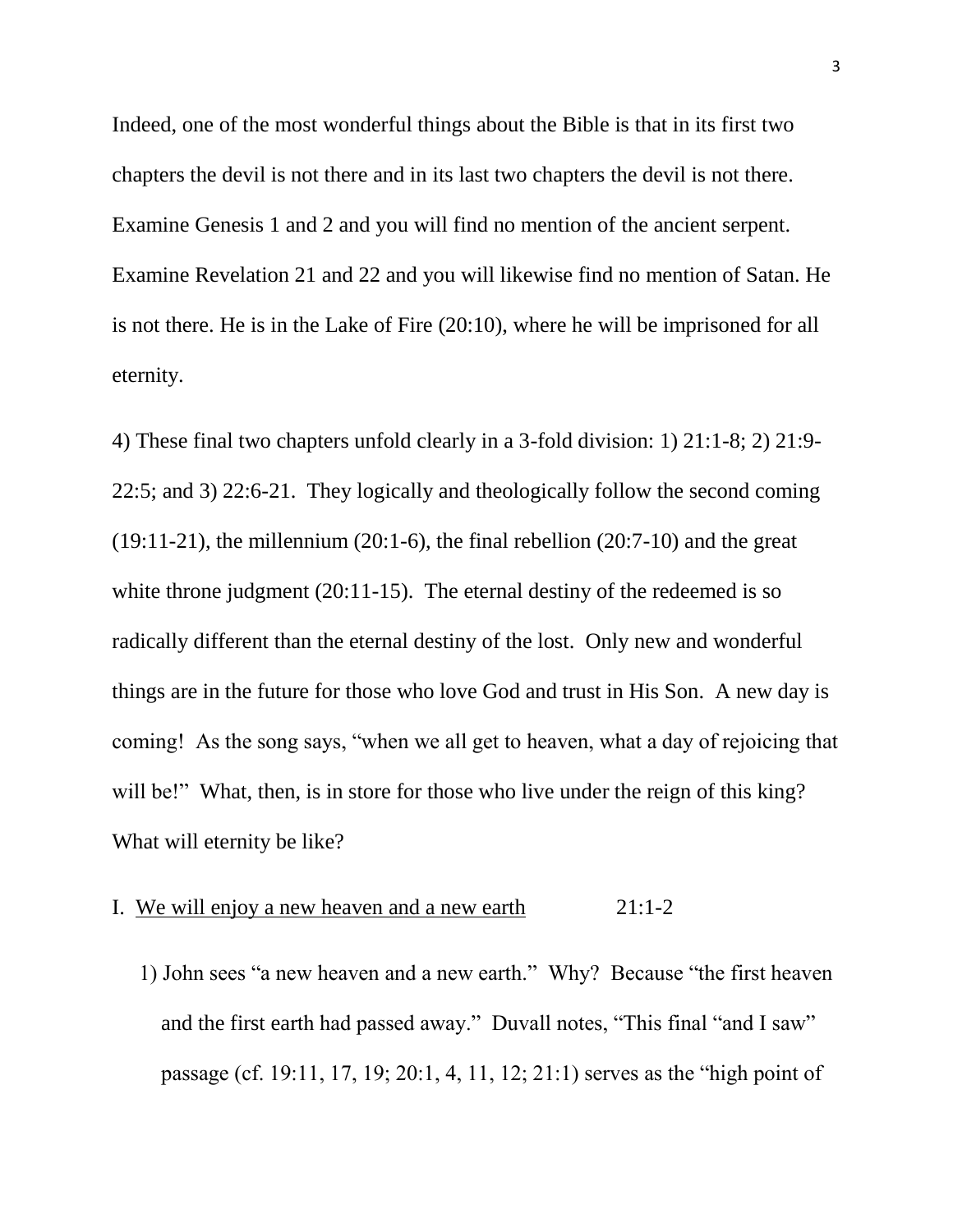Indeed, one of the most wonderful things about the Bible is that in its first two chapters the devil is not there and in its last two chapters the devil is not there. Examine Genesis 1 and 2 and you will find no mention of the ancient serpent. Examine Revelation 21 and 22 and you will likewise find no mention of Satan. He is not there. He is in the Lake of Fire (20:10), where he will be imprisoned for all eternity.

4) These final two chapters unfold clearly in a 3-fold division: 1) 21:1-8; 2) 21:9-22:5; and 3) 22:6-21. They logically and theologically follow the second coming (19:11-21), the millennium (20:1-6), the final rebellion (20:7-10) and the great white throne judgment (20:11-15). The eternal destiny of the redeemed is so radically different than the eternal destiny of the lost. Only new and wonderful things are in the future for those who love God and trust in His Son. A new day is coming! As the song says, "when we all get to heaven, what a day of rejoicing that will be!" What, then, is in store for those who live under the reign of this king? What will eternity be like?

I. <u>We will enjoy a new heaven and a new earth</u> 21:1-2

1) John sees "a new heaven and a new earth." Why? Because "the first heaven and the first earth had passed away." Duvall notes, "This final "and I saw" passage (cf. 19:11, 17, 19; 20:1, 4, 11, 12; 21:1) serves as the "high point of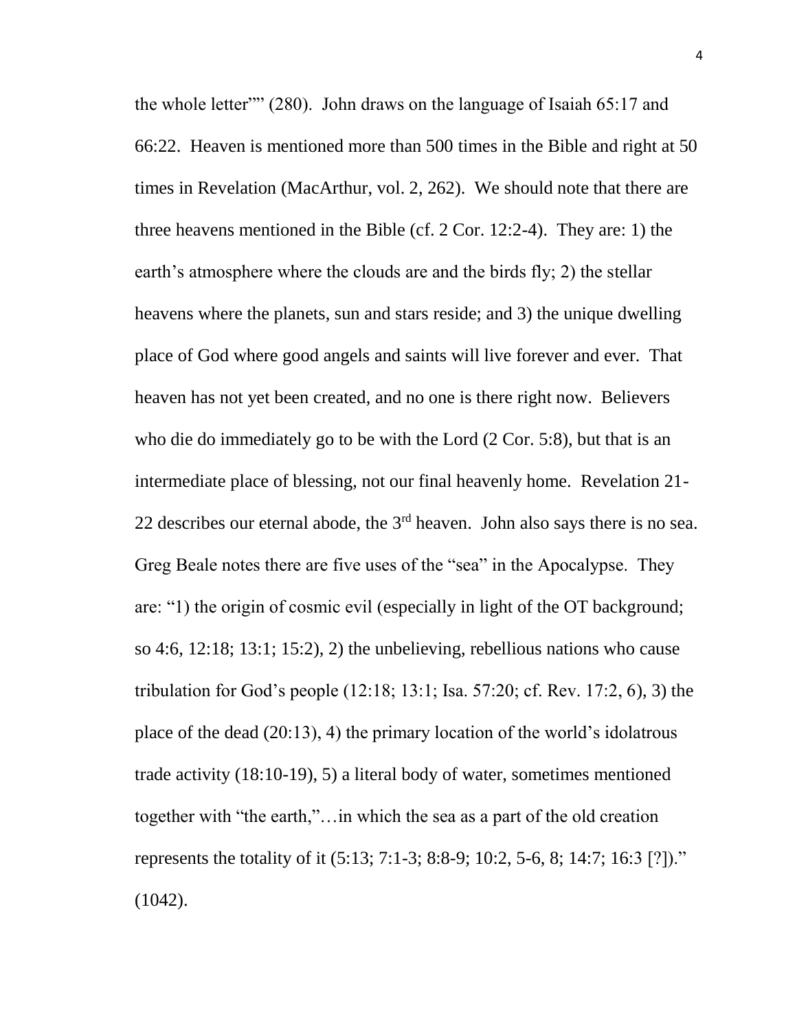the whole letter"" (280). John draws on the language of Isaiah 65:17 and 66:22. Heaven is mentioned more than 500 times in the Bible and right at 50 times in Revelation (MacArthur, vol. 2, 262). We should note that there are three heavens mentioned in the Bible (cf. 2 Cor. 12:2-4). They are: 1) the earth's atmosphere where the clouds are and the birds fly; 2) the stellar heavens where the planets, sun and stars reside; and 3) the unique dwelling place of God where good angels and saints will live forever and ever. That heaven has not yet been created, and no one is there right now. Believers who die do immediately go to be with the Lord (2 Cor. 5:8), but that is an intermediate place of blessing, not our final heavenly home. Revelation 21-22 describes our eternal abode, the 3rd heaven. John also says there is no sea. Greg Beale notes there are five uses of the "sea" in the Apocalypse. They are: "1) the origin of cosmic evil (especially in light of the OT background; so 4:6, 12:18; 13:1; 15:2), 2) the unbelieving, rebellious nations who cause tribulation for God's people (12:18; 13:1; Isa. 57:20; cf. Rev. 17:2, 6), 3) the place of the dead (20:13), 4) the primary location of the world's idolatrous trade activity (18:10-19), 5) a literal body of water, sometimes mentioned together with "the earth,"…in which the sea as a part of the old creation represents the totality of it (5:13; 7:1-3; 8:8-9; 10:2, 5-6, 8; 14:7; 16:3 [?])." (1042).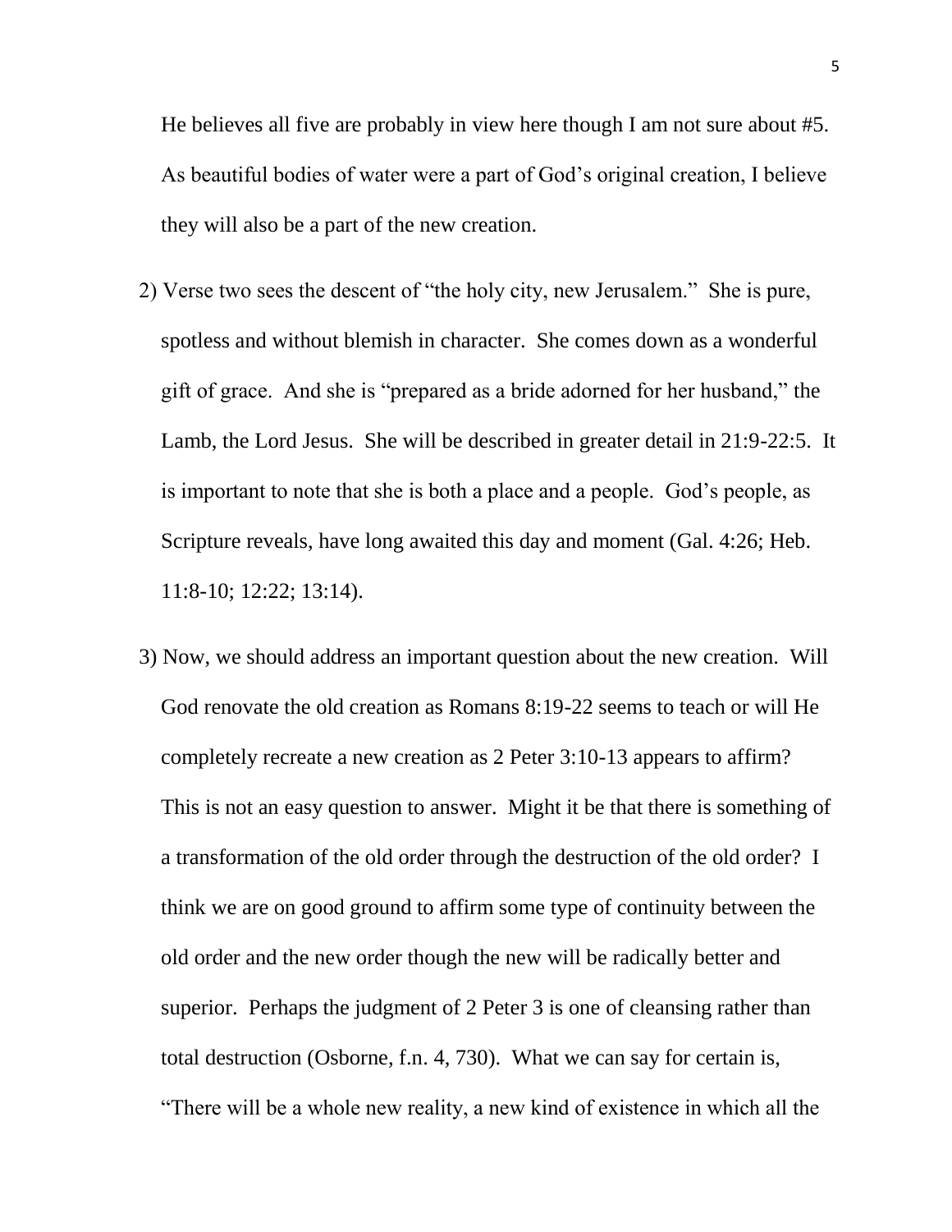He believes all five are probably in view here though I am not sure about #5. As beautiful bodies of water were a part of God's original creation, I believe they will also be a part of the new creation.

2) Verse two sees the descent of "the holy city, new Jerusalem." She is pure, spotless and without blemish in character. She comes down as a wonderful gift of grace. And she is "prepared as a bride adorned for her husband," the Lamb, the Lord Jesus. She will be described in greater detail in 21:9-22:5. It is important to note that she is both a place and a people. God's people, as Scripture reveals, have long awaited this day and moment (Gal. 4:26; Heb. 11:8-10; 12:22; 13:14).

3) Now, we should address an important question about the new creation. Will God renovate the old creation as Romans 8:19-22 seems to teach or will He completely recreate a new creation as 2 Peter 3:10-13 appears to affirm? This is not an easy question to answer. Might it be that there is something of a transformation of the old order through the destruction of the old order? I think we are on good ground to affirm some type of continuity between the old order and the new order though the new will be radically better and superior. Perhaps the judgment of 2 Peter 3 is one of cleansing rather than total destruction (Osborne, f.n. 4, 730). What we can say for certain is, "There will be a whole new reality, a new kind of existence in which all the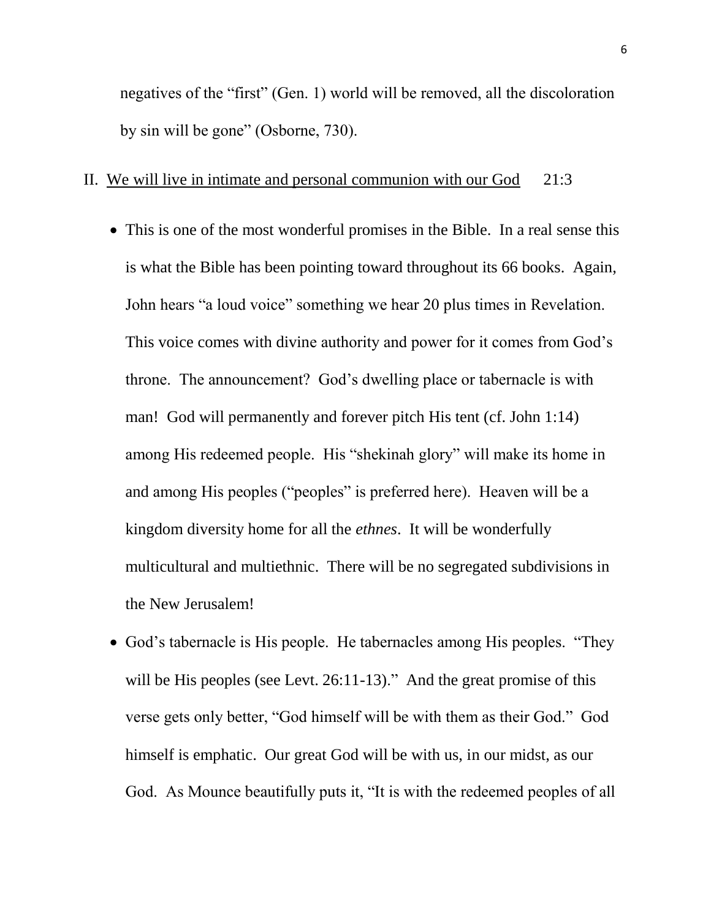negatives of the "first" (Gen. 1) world will be removed, all the discoloration by sin will be gone" (Osborne, 730).

II. <u>We will live in intimate and personal communion with our God</u> 21:3

- This is one of the most wonderful promises in the Bible. In a real sense this is what the Bible has been pointing toward throughout its 66 books. Again, John hears "a loud voice" something we hear 20 plus times in Revelation. This voice comes with divine authority and power for it comes from God's throne. The announcement? God's dwelling place or tabernacle is with man! God will permanently and forever pitch His tent (cf. John 1:14) among His redeemed people. His "shekinah glory" will make its home in and among His peoples ("peoples" is preferred here). Heaven will be a kingdom diversity home for all the *ethnes*. It will be wonderfully multicultural and multiethnic. There will be no segregated subdivisions in the New Jerusalem!
- God's tabernacle is His people. He tabernacles among His peoples. "They will be His peoples (see Levt. 26:11-13)." And the great promise of this verse gets only better, "God himself will be with them as their God." God himself is emphatic. Our great God will be with us, in our midst, as our God. As Mounce beautifully puts it, "It is with the redeemed peoples of all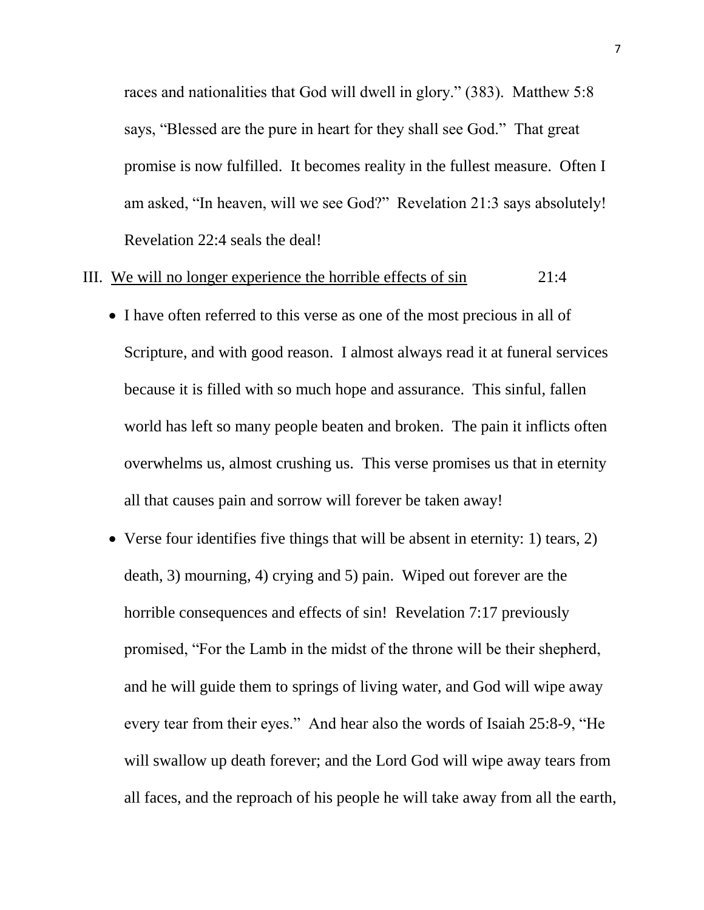races and nationalities that God will dwell in glory." (383). Matthew 5:8 says, "Blessed are the pure in heart for they shall see God." That great promise is now fulfilled. It becomes reality in the fullest measure. Often I am asked, "In heaven, will we see God?" Revelation 21:3 says absolutely! Revelation 22:4 seals the deal!

III. <u>We will no longer experience the horrible effects of sin</u> 21:4

- I have often referred to this verse as one of the most precious in all of Scripture, and with good reason. I almost always read it at funeral services because it is filled with so much hope and assurance. This sinful, fallen world has left so many people beaten and broken. The pain it inflicts often overwhelms us, almost crushing us. This verse promises us that in eternity all that causes pain and sorrow will forever be taken away!
- Verse four identifies five things that will be absent in eternity: 1) tears, 2) death, 3) mourning, 4) crying and 5) pain. Wiped out forever are the horrible consequences and effects of sin! Revelation 7:17 previously promised, "For the Lamb in the midst of the throne will be their shepherd, and he will guide them to springs of living water, and God will wipe away every tear from their eyes." And hear also the words of Isaiah 25:8-9, "He will swallow up death forever; and the Lord God will wipe away tears from all faces, and the reproach of his people he will take away from all the earth,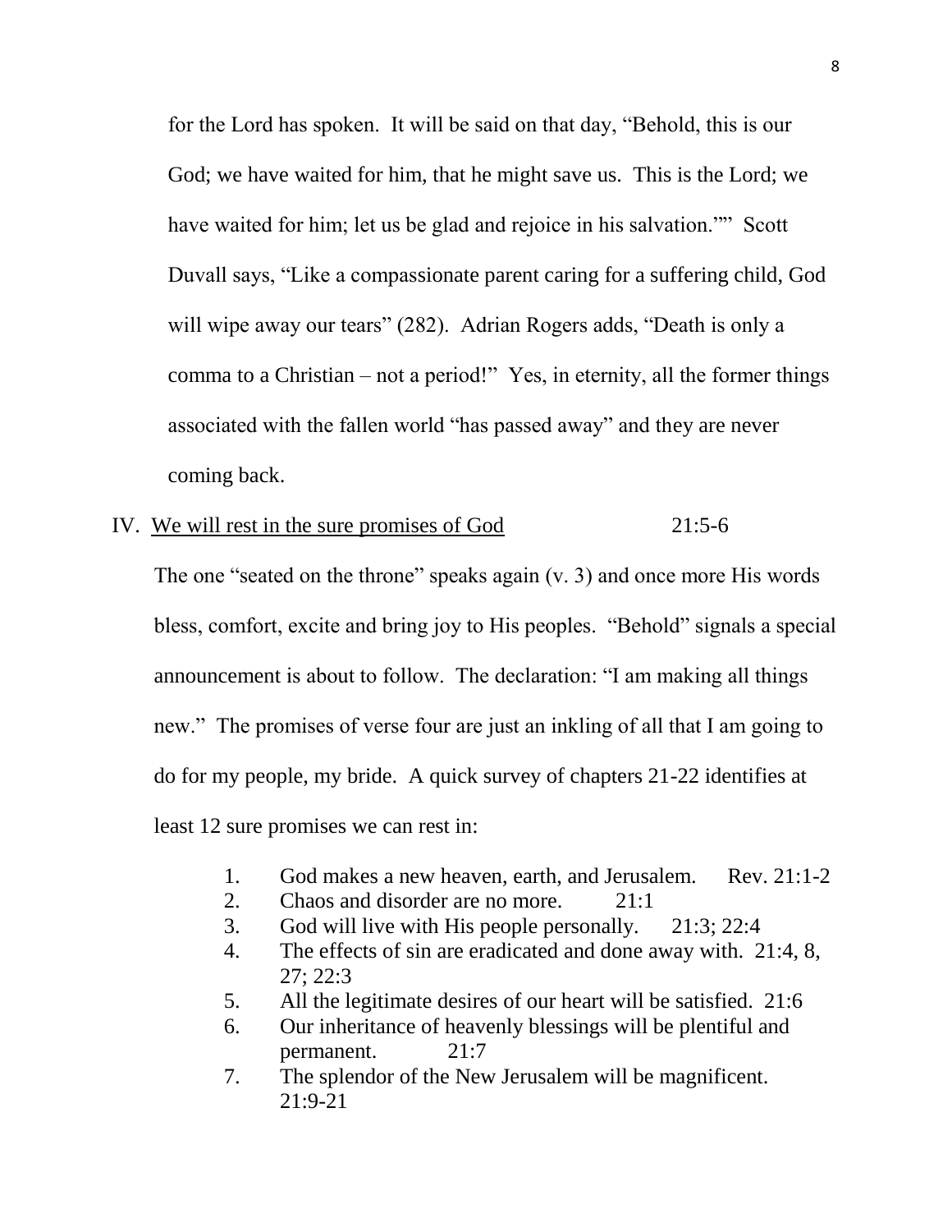for the Lord has spoken. It will be said on that day, "Behold, this is our God; we have waited for him, that he might save us. This is the Lord; we have waited for him; let us be glad and rejoice in his salvation."" Scott Duvall says, "Like a compassionate parent caring for a suffering child, God will wipe away our tears" (282). Adrian Rogers adds, "Death is only a comma to a Christian – not a period!" Yes, in eternity, all the former things associated with the fallen world "has passed away" and they are never coming back.

IV. <u>We will rest in the sure promises of God</u> 21:5-6

The one "seated on the throne" speaks again (v. 3) and once more His words bless, comfort, excite and bring joy to His peoples. "Behold" signals a special announcement is about to follow. The declaration: "I am making all things new." The promises of verse four are just an inkling of all that I am going to do for my people, my bride. A quick survey of chapters 21-22 identifies at least 12 sure promises we can rest in:

1. God makes a new heaven, earth, and Jerusalem. Rev. 21:1-2
2. Chaos and disorder are no more. 21:1
3. God will live with His people personally. 21:3; 22:4
4. The effects of sin are eradicated and done away with. 21:4, 8, 27; 22:3
5. All the legitimate desires of our heart will be satisfied. 21:6
6. Our inheritance of heavenly blessings will be plentiful and permanent. 21:7
7. The splendor of the New Jerusalem will be magnificent. 21:9-21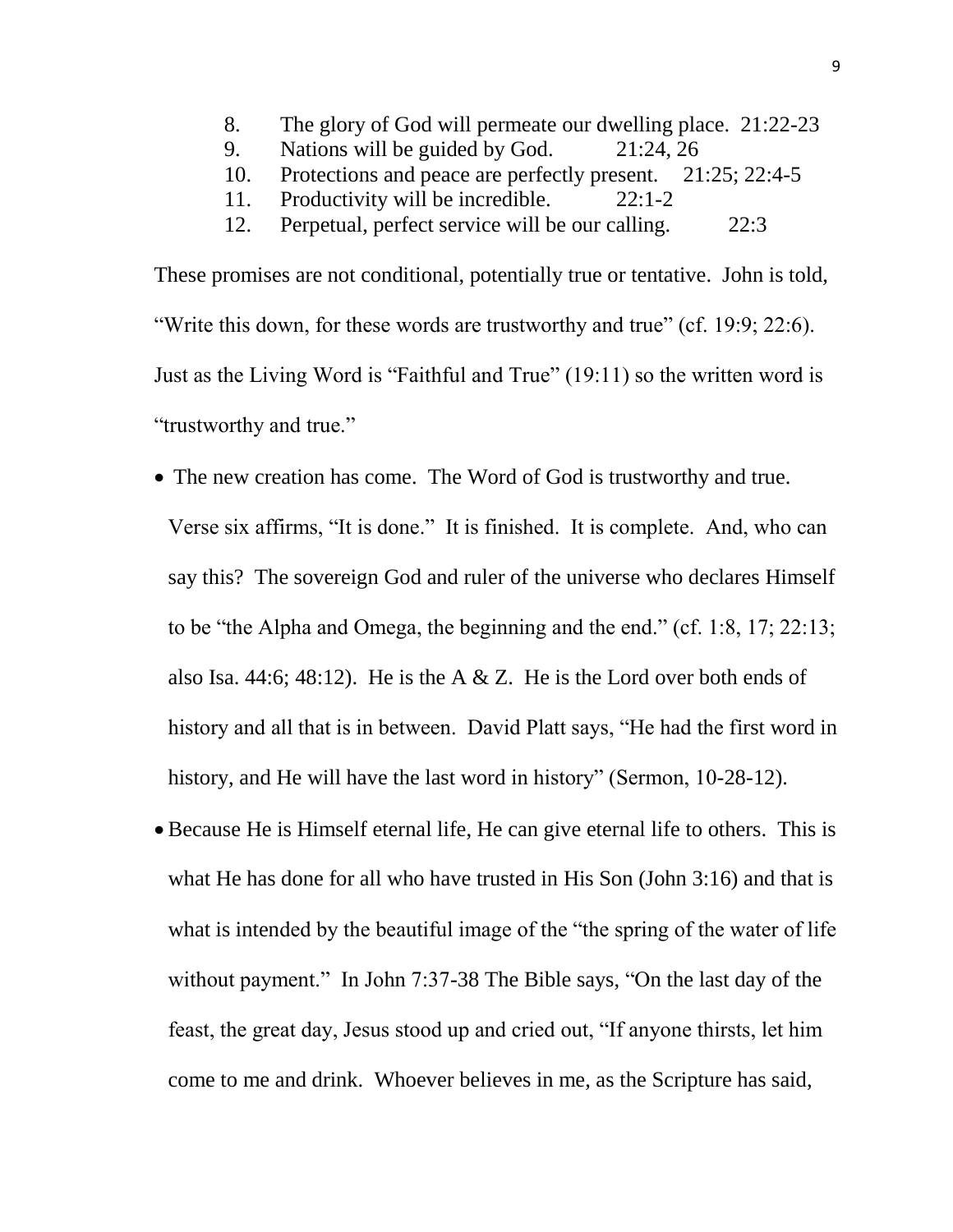8. The glory of God will permeate our dwelling place. 21:22-23
9. Nations will be guided by God. 21:24, 26
10. Protections and peace are perfectly present. 21:25; 22:4-5
11. Productivity will be incredible. 22:1-2
12. Perpetual, perfect service will be our calling. 22:3

These promises are not conditional, potentially true or tentative. John is told, "Write this down, for these words are trustworthy and true" (cf. 19:9; 22:6). Just as the Living Word is "Faithful and True" (19:11) so the written word is "trustworthy and true."

- The new creation has come. The Word of God is trustworthy and true. Verse six affirms, "It is done." It is finished. It is complete. And, who can say this? The sovereign God and ruler of the universe who declares Himself to be "the Alpha and Omega, the beginning and the end." (cf. 1:8, 17; 22:13; also Isa. 44:6; 48:12). He is the A & Z. He is the Lord over both ends of history and all that is in between. David Platt says, "He had the first word in history, and He will have the last word in history" (Sermon, 10-28-12).
- Because He is Himself eternal life, He can give eternal life to others. This is what He has done for all who have trusted in His Son (John 3:16) and that is what is intended by the beautiful image of the "the spring of the water of life without payment." In John 7:37-38 The Bible says, "On the last day of the feast, the great day, Jesus stood up and cried out, "If anyone thirsts, let him come to me and drink. Whoever believes in me, as the Scripture has said,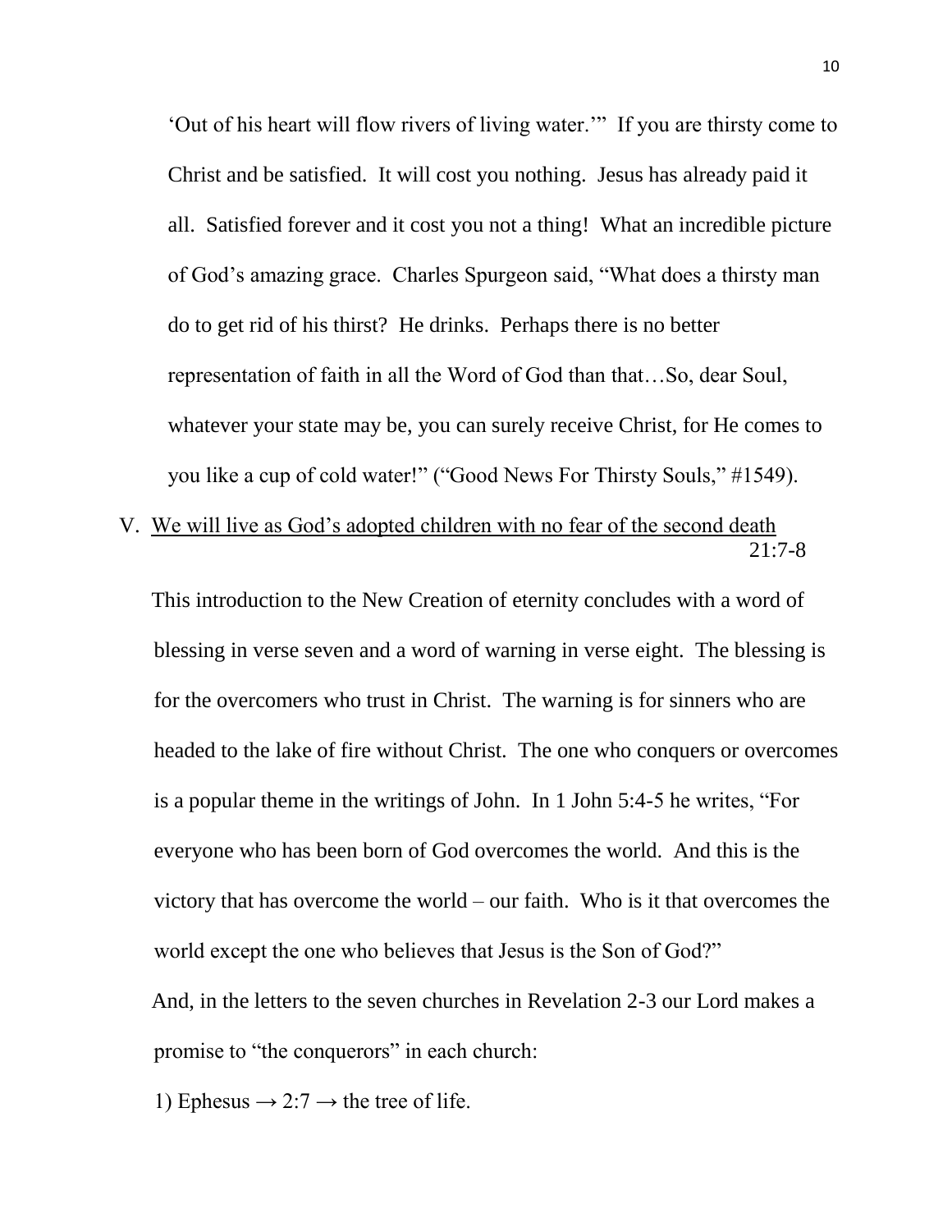'Out of his heart will flow rivers of living water.'" If you are thirsty come to Christ and be satisfied. It will cost you nothing. Jesus has already paid it all. Satisfied forever and it cost you not a thing! What an incredible picture of God's amazing grace. Charles Spurgeon said, "What does a thirsty man do to get rid of his thirst? He drinks. Perhaps there is no better representation of faith in all the Word of God than that…So, dear Soul, whatever your state may be, you can surely receive Christ, for He comes to you like a cup of cold water!" ("Good News For Thirsty Souls," #1549).

V. <u>We will live as God's adopted children with no fear of the second death</u> 21:7-8

This introduction to the New Creation of eternity concludes with a word of blessing in verse seven and a word of warning in verse eight. The blessing is for the overcomers who trust in Christ. The warning is for sinners who are headed to the lake of fire without Christ. The one who conquers or overcomes is a popular theme in the writings of John. In 1 John 5:4-5 he writes, "For everyone who has been born of God overcomes the world. And this is the victory that has overcome the world – our faith. Who is it that overcomes the world except the one who believes that Jesus is the Son of God?"

And, in the letters to the seven churches in Revelation 2-3 our Lord makes a promise to "the conquerors" in each church:

1) Ephesus → 2:7 → the tree of life.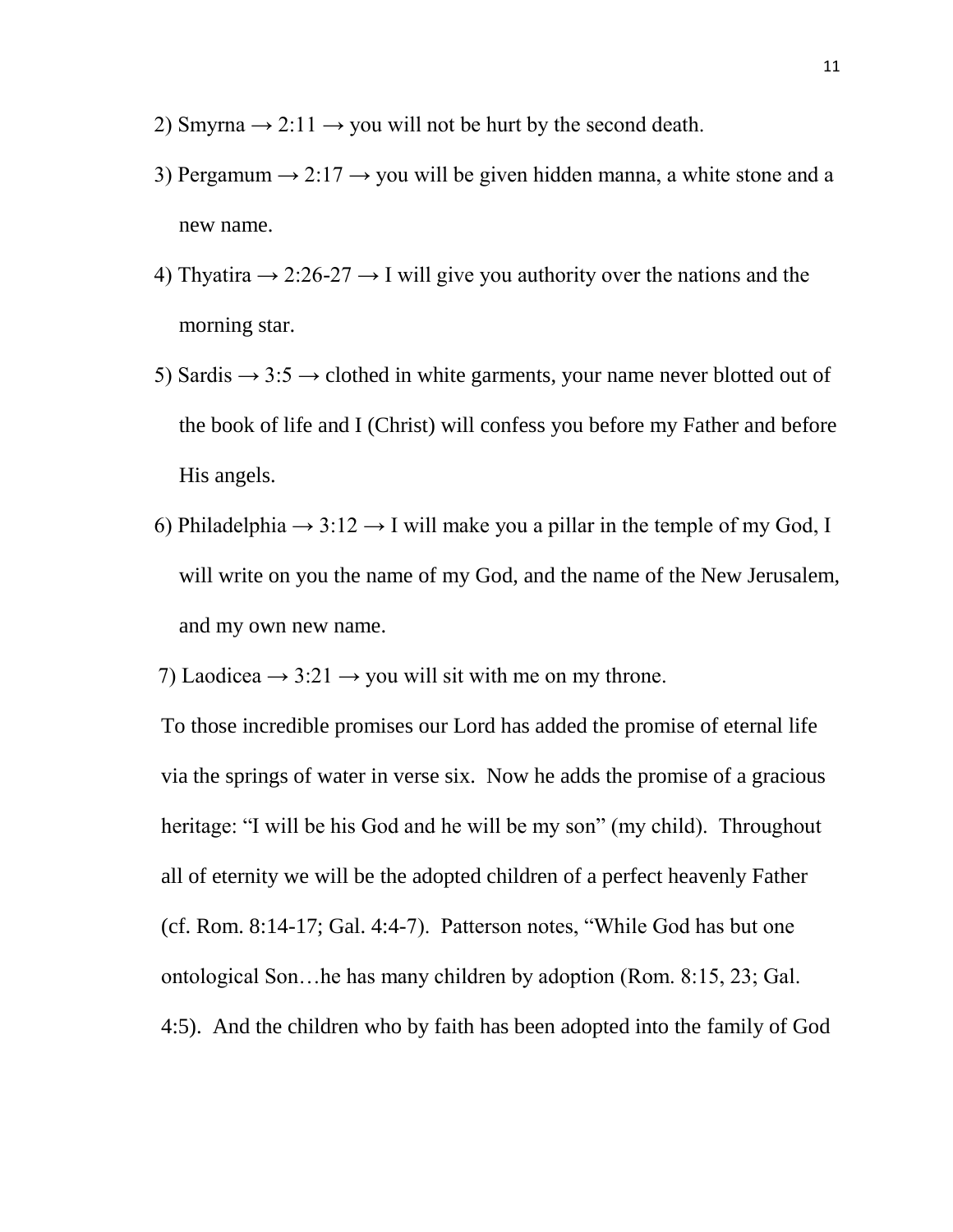2) Smyrna → 2:11 → you will not be hurt by the second death.

3) Pergamum → 2:17 → you will be given hidden manna, a white stone and a new name.

4) Thyatira → 2:26-27 → I will give you authority over the nations and the morning star.

5) Sardis → 3:5 → clothed in white garments, your name never blotted out of the book of life and I (Christ) will confess you before my Father and before His angels.

6) Philadelphia → 3:12 → I will make you a pillar in the temple of my God, I will write on you the name of my God, and the name of the New Jerusalem, and my own new name.

7) Laodicea → 3:21 → you will sit with me on my throne.

To those incredible promises our Lord has added the promise of eternal life via the springs of water in verse six. Now he adds the promise of a gracious heritage: "I will be his God and he will be my son" (my child). Throughout all of eternity we will be the adopted children of a perfect heavenly Father (cf. Rom. 8:14-17; Gal. 4:4-7). Patterson notes, "While God has but one ontological Son…he has many children by adoption (Rom. 8:15, 23; Gal. 4:5). And the children who by faith has been adopted into the family of God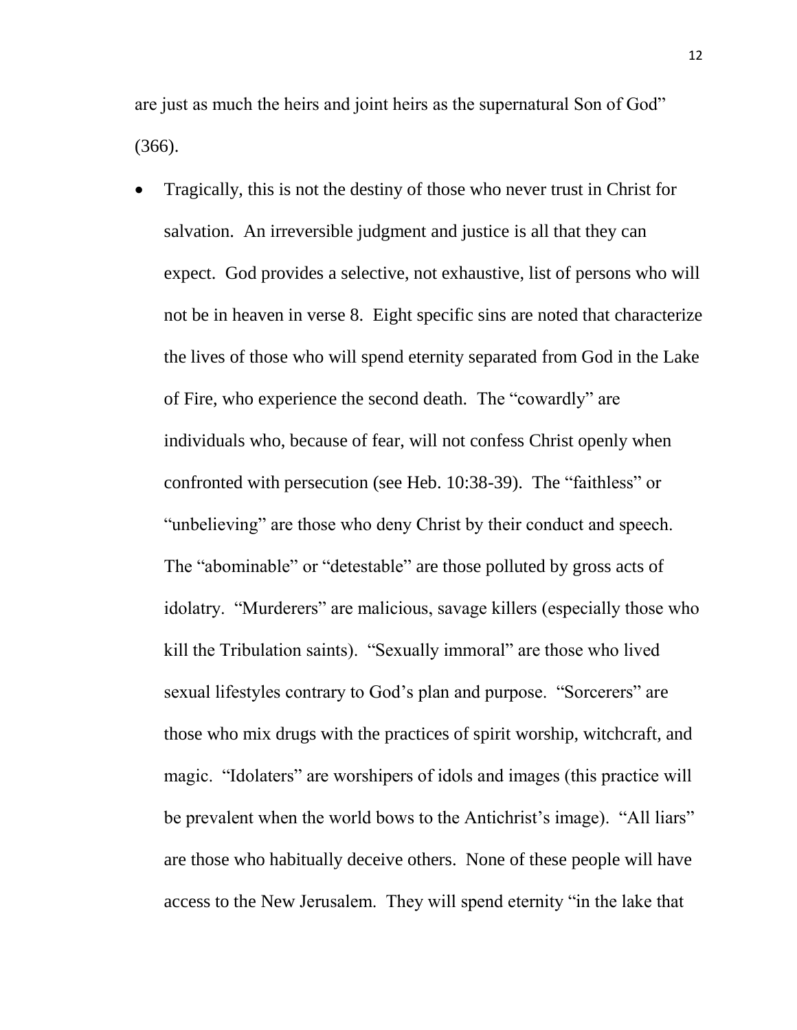are just as much the heirs and joint heirs as the supernatural Son of God" (366).

- Tragically, this is not the destiny of those who never trust in Christ for salvation. An irreversible judgment and justice is all that they can expect. God provides a selective, not exhaustive, list of persons who will not be in heaven in verse 8. Eight specific sins are noted that characterize the lives of those who will spend eternity separated from God in the Lake of Fire, who experience the second death. The "cowardly" are individuals who, because of fear, will not confess Christ openly when confronted with persecution (see Heb. 10:38-39). The "faithless" or "unbelieving" are those who deny Christ by their conduct and speech. The "abominable" or "detestable" are those polluted by gross acts of idolatry. "Murderers" are malicious, savage killers (especially those who kill the Tribulation saints). "Sexually immoral" are those who lived sexual lifestyles contrary to God's plan and purpose. "Sorcerers" are those who mix drugs with the practices of spirit worship, witchcraft, and magic. "Idolaters" are worshipers of idols and images (this practice will be prevalent when the world bows to the Antichrist's image). "All liars" are those who habitually deceive others. None of these people will have access to the New Jerusalem. They will spend eternity "in the lake that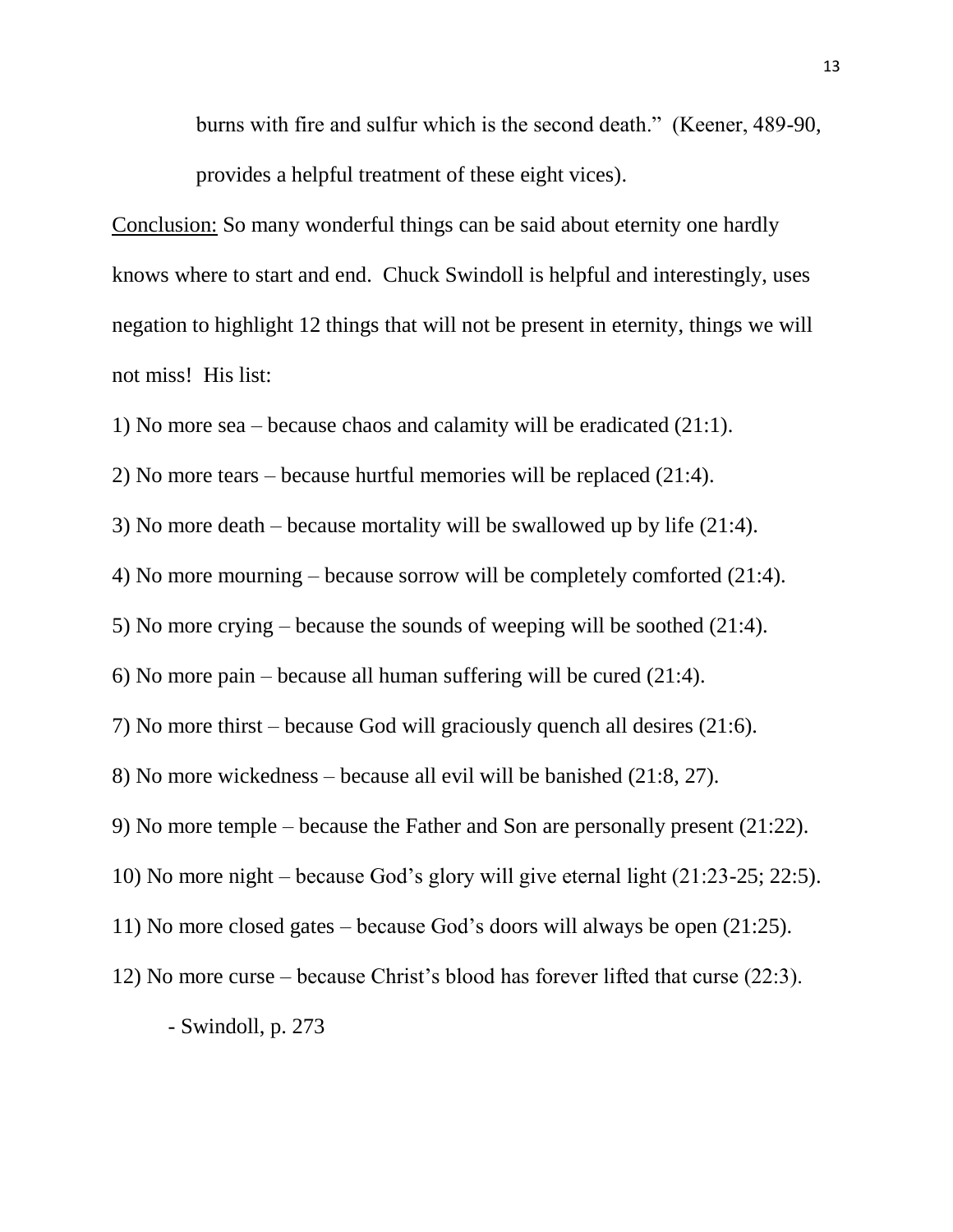burns with fire and sulfur which is the second death." (Keener, 489-90, provides a helpful treatment of these eight vices).

<u>Conclusion:</u> So many wonderful things can be said about eternity one hardly knows where to start and end. Chuck Swindoll is helpful and interestingly, uses negation to highlight 12 things that will not be present in eternity, things we will not miss! His list:

1) No more sea – because chaos and calamity will be eradicated (21:1).

2) No more tears – because hurtful memories will be replaced (21:4).

3) No more death – because mortality will be swallowed up by life (21:4).

4) No more mourning – because sorrow will be completely comforted (21:4).

5) No more crying – because the sounds of weeping will be soothed (21:4).

6) No more pain – because all human suffering will be cured (21:4).

7) No more thirst – because God will graciously quench all desires (21:6).

8) No more wickedness – because all evil will be banished (21:8, 27).

9) No more temple – because the Father and Son are personally present (21:22).

10) No more night – because God's glory will give eternal light (21:23-25; 22:5).

11) No more closed gates – because God's doors will always be open (21:25).

12) No more curse – because Christ's blood has forever lifted that curse (22:3).

- Swindoll, p. 273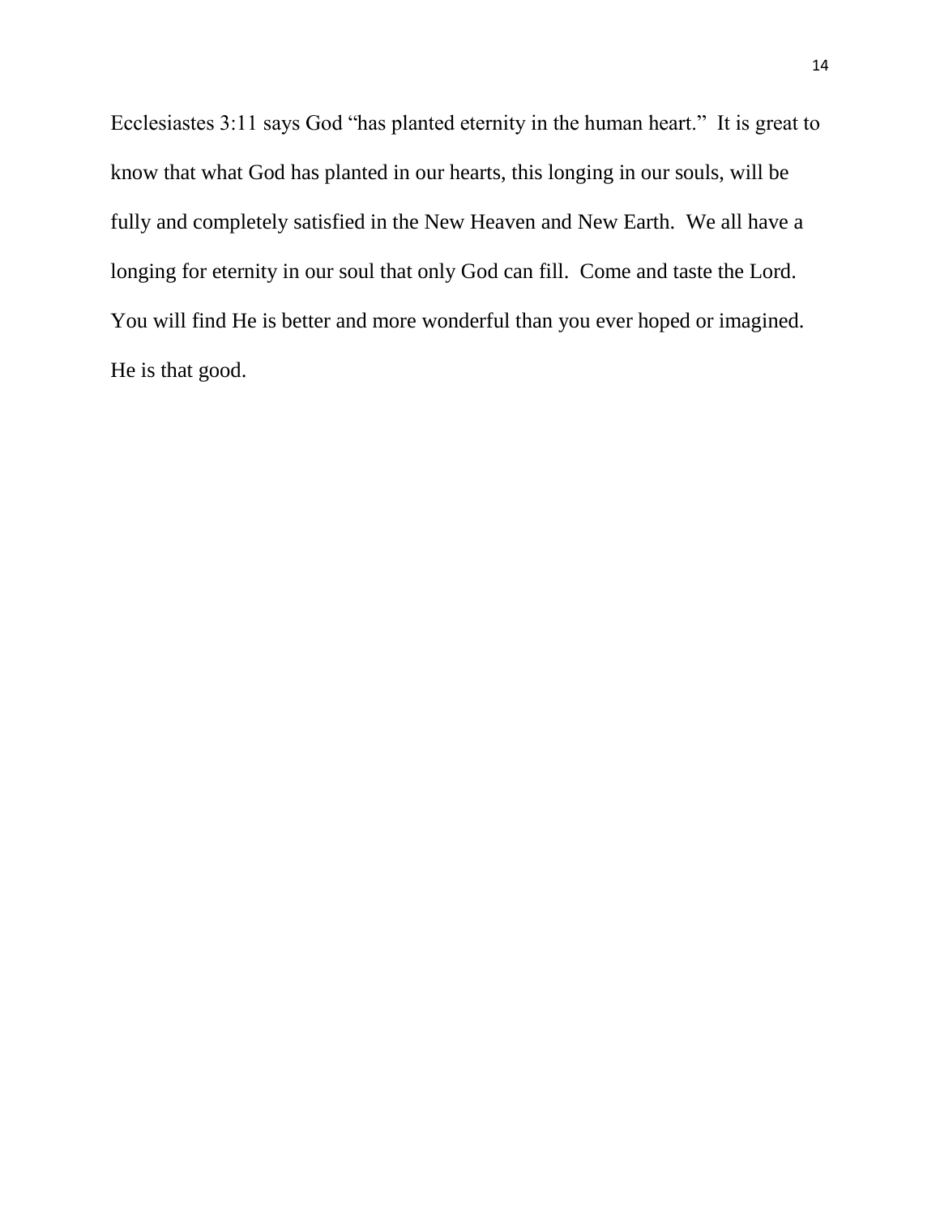Ecclesiastes 3:11 says God "has planted eternity in the human heart." It is great to know that what God has planted in our hearts, this longing in our souls, will be fully and completely satisfied in the New Heaven and New Earth. We all have a longing for eternity in our soul that only God can fill. Come and taste the Lord. You will find He is better and more wonderful than you ever hoped or imagined. He is that good.